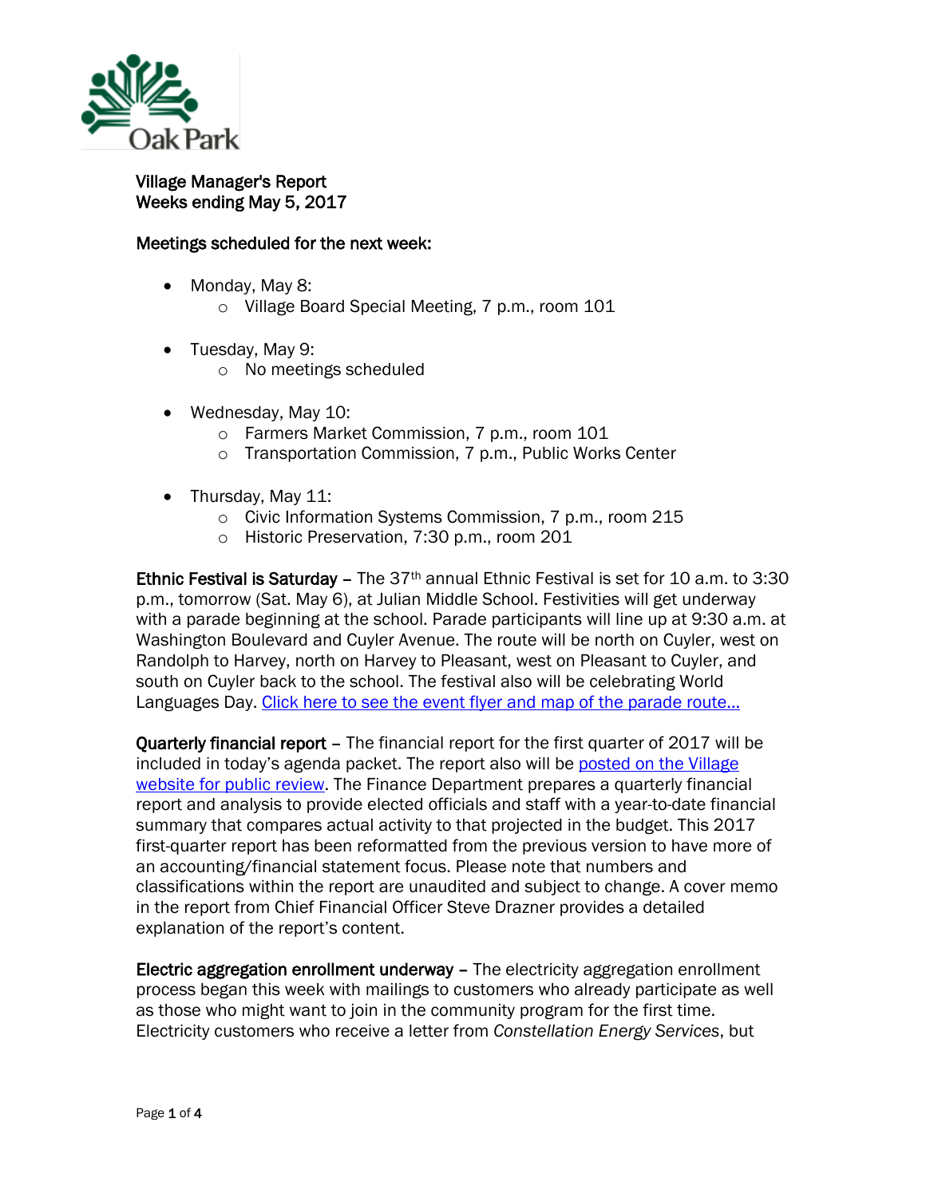# Village Manager's Report
## Weeks ending May 5, 2017

### Meetings scheduled for the next week:

- Monday, May 8:
  - Village Board Special Meeting, 7 p.m., room 101
- Tuesday, May 9:
  - No meetings scheduled
- Wednesday, May 10:
  - Farmers Market Commission, 7 p.m., room 101
  - Transportation Commission, 7 p.m., Public Works Center
- Thursday, May 11:
  - Civic Information Systems Commission, 7 p.m., room 215
  - Historic Preservation, 7:30 p.m., room 201

**Ethnic Festival is Saturday** – The 37th annual Ethnic Festival is set for 10 a.m. to 3:30 p.m., tomorrow (Sat. May 6), at Julian Middle School. Festivities will get underway with a parade beginning at the school. Parade participants will line up at 9:30 a.m. at Washington Boulevard and Cuyler Avenue. The route will be north on Cuyler, west on Randolph to Harvey, north on Harvey to Pleasant, west on Pleasant to Cuyler, and south on Cuyler back to the school. The festival also will be celebrating World Languages Day. Click here to see the event flyer and map of the parade route...

**Quarterly financial report** – The financial report for the first quarter of 2017 will be included in today's agenda packet. The report also will be posted on the Village website for public review. The Finance Department prepares a quarterly financial report and analysis to provide elected officials and staff with a year-to-date financial summary that compares actual activity to that projected in the budget. This 2017 first-quarter report has been reformatted from the previous version to have more of an accounting/financial statement focus. Please note that numbers and classifications within the report are unaudited and subject to change. A cover memo in the report from Chief Financial Officer Steve Drazner provides a detailed explanation of the report's content.

**Electric aggregation enrollment underway** – The electricity aggregation enrollment process began this week with mailings to customers who already participate as well as those who might want to join in the community program for the first time. Electricity customers who receive a letter from *Constellation Energy Services*, but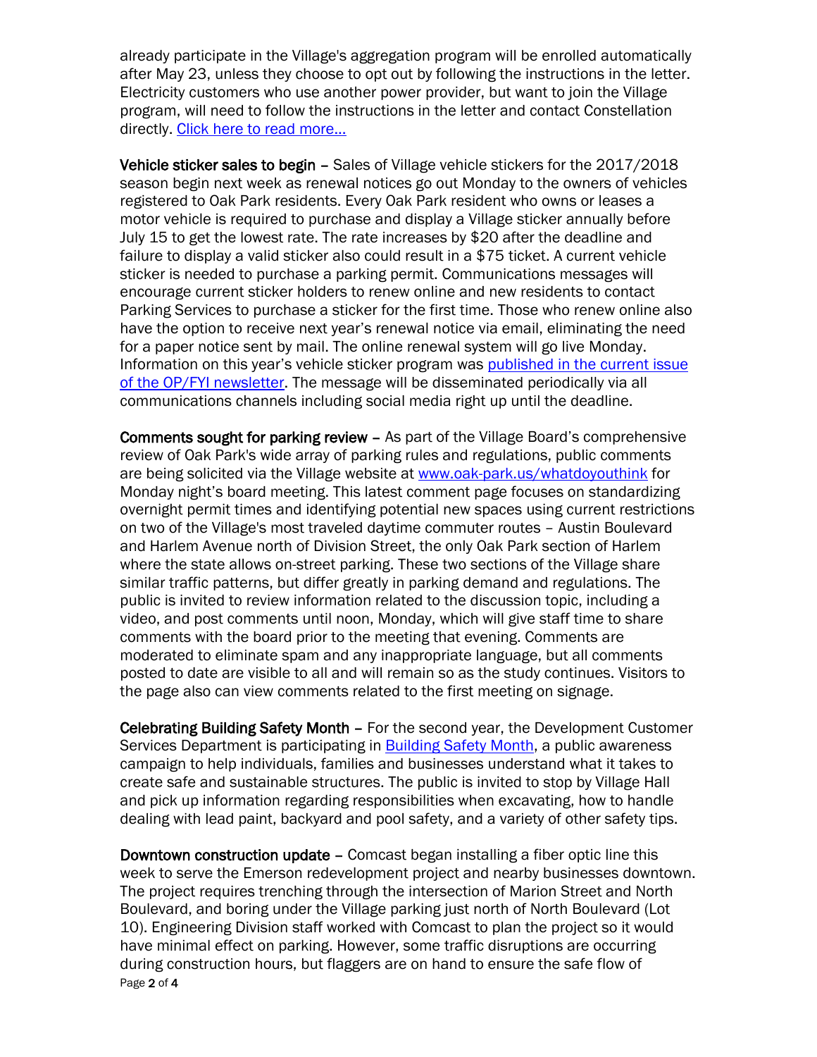already participate in the Village's aggregation program will be enrolled automatically after May 23, unless they choose to opt out by following the instructions in the letter. Electricity customers who use another power provider, but want to join the Village program, will need to follow the instructions in the letter and contact Constellation directly. [Click here to read more…]

**Vehicle sticker sales to begin** – Sales of Village vehicle stickers for the 2017/2018 season begin next week as renewal notices go out Monday to the owners of vehicles registered to Oak Park residents. Every Oak Park resident who owns or leases a motor vehicle is required to purchase and display a Village sticker annually before July 15 to get the lowest rate. The rate increases by $20 after the deadline and failure to display a valid sticker also could result in a $75 ticket. A current vehicle sticker is needed to purchase a parking permit. Communications messages will encourage current sticker holders to renew online and new residents to contact Parking Services to purchase a sticker for the first time. Those who renew online also have the option to receive next year's renewal notice via email, eliminating the need for a paper notice sent by mail. The online renewal system will go live Monday. Information on this year's vehicle sticker program was [published in the current issue of the OP/FYI newsletter]. The message will be disseminated periodically via all communications channels including social media right up until the deadline.

**Comments sought for parking review** – As part of the Village Board's comprehensive review of Oak Park's wide array of parking rules and regulations, public comments are being solicited via the Village website at [www.oak-park.us/whatdoyouthink] for Monday night's board meeting. This latest comment page focuses on standardizing overnight permit times and identifying potential new spaces using current restrictions on two of the Village's most traveled daytime commuter routes – Austin Boulevard and Harlem Avenue north of Division Street, the only Oak Park section of Harlem where the state allows on-street parking. These two sections of the Village share similar traffic patterns, but differ greatly in parking demand and regulations. The public is invited to review information related to the discussion topic, including a video, and post comments until noon, Monday, which will give staff time to share comments with the board prior to the meeting that evening. Comments are moderated to eliminate spam and any inappropriate language, but all comments posted to date are visible to all and will remain so as the study continues. Visitors to the page also can view comments related to the first meeting on signage.

**Celebrating Building Safety Month** – For the second year, the Development Customer Services Department is participating in [Building Safety Month], a public awareness campaign to help individuals, families and businesses understand what it takes to create safe and sustainable structures. The public is invited to stop by Village Hall and pick up information regarding responsibilities when excavating, how to handle dealing with lead paint, backyard and pool safety, and a variety of other safety tips.

**Downtown construction update** – Comcast began installing a fiber optic line this week to serve the Emerson redevelopment project and nearby businesses downtown. The project requires trenching through the intersection of Marion Street and North Boulevard, and boring under the Village parking just north of North Boulevard (Lot 10). Engineering Division staff worked with Comcast to plan the project so it would have minimal effect on parking. However, some traffic disruptions are occurring during construction hours, but flaggers are on hand to ensure the safe flow of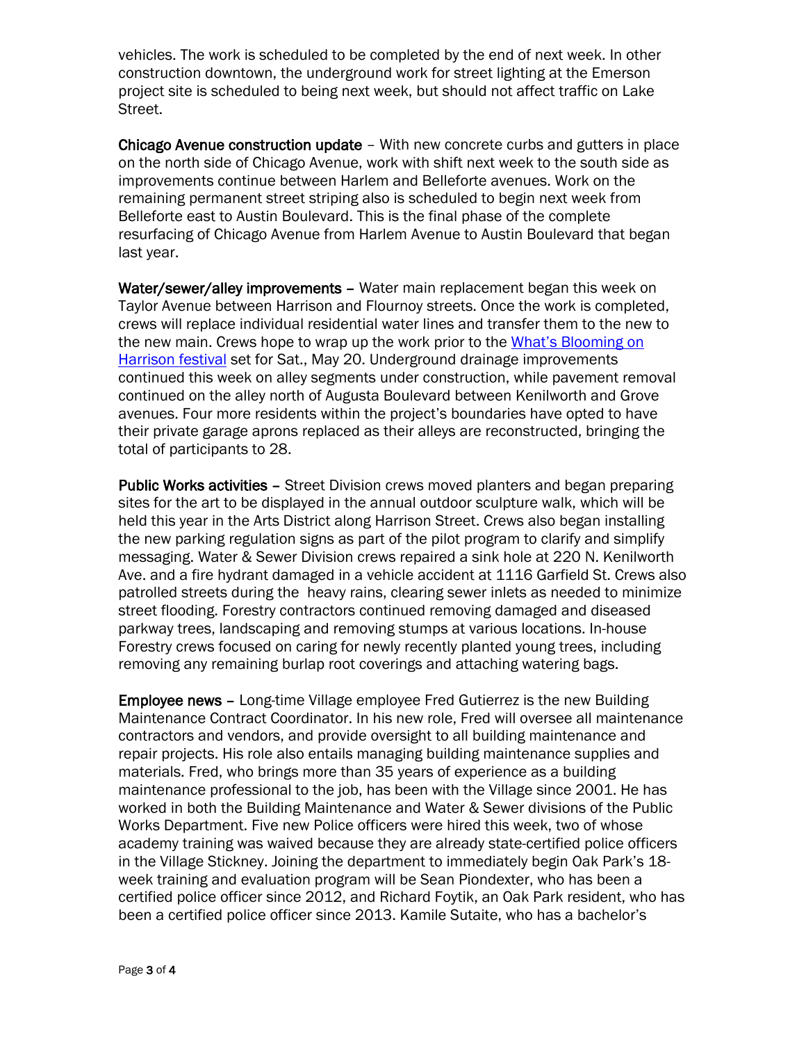vehicles. The work is scheduled to be completed by the end of next week. In other construction downtown, the underground work for street lighting at the Emerson project site is scheduled to being next week, but should not affect traffic on Lake Street.

**Chicago Avenue construction update** – With new concrete curbs and gutters in place on the north side of Chicago Avenue, work with shift next week to the south side as improvements continue between Harlem and Belleforte avenues. Work on the remaining permanent street striping also is scheduled to begin next week from Belleforte east to Austin Boulevard. This is the final phase of the complete resurfacing of Chicago Avenue from Harlem Avenue to Austin Boulevard that began last year.

**Water/sewer/alley improvements** – Water main replacement began this week on Taylor Avenue between Harrison and Flournoy streets. Once the work is completed, crews will replace individual residential water lines and transfer them to the new to the new main. Crews hope to wrap up the work prior to the What's Blooming on Harrison festival set for Sat., May 20. Underground drainage improvements continued this week on alley segments under construction, while pavement removal continued on the alley north of Augusta Boulevard between Kenilworth and Grove avenues. Four more residents within the project's boundaries have opted to have their private garage aprons replaced as their alleys are reconstructed, bringing the total of participants to 28.

**Public Works activities** – Street Division crews moved planters and began preparing sites for the art to be displayed in the annual outdoor sculpture walk, which will be held this year in the Arts District along Harrison Street. Crews also began installing the new parking regulation signs as part of the pilot program to clarify and simplify messaging. Water & Sewer Division crews repaired a sink hole at 220 N. Kenilworth Ave. and a fire hydrant damaged in a vehicle accident at 1116 Garfield St. Crews also patrolled streets during the heavy rains, clearing sewer inlets as needed to minimize street flooding. Forestry contractors continued removing damaged and diseased parkway trees, landscaping and removing stumps at various locations. In-house Forestry crews focused on caring for newly recently planted young trees, including removing any remaining burlap root coverings and attaching watering bags.

**Employee news** – Long-time Village employee Fred Gutierrez is the new Building Maintenance Contract Coordinator. In his new role, Fred will oversee all maintenance contractors and vendors, and provide oversight to all building maintenance and repair projects. His role also entails managing building maintenance supplies and materials. Fred, who brings more than 35 years of experience as a building maintenance professional to the job, has been with the Village since 2001. He has worked in both the Building Maintenance and Water & Sewer divisions of the Public Works Department. Five new Police officers were hired this week, two of whose academy training was waived because they are already state-certified police officers in the Village Stickney. Joining the department to immediately begin Oak Park's 18-week training and evaluation program will be Sean Piondexter, who has been a certified police officer since 2012, and Richard Foytik, an Oak Park resident, who has been a certified police officer since 2013. Kamile Sutaite, who has a bachelor's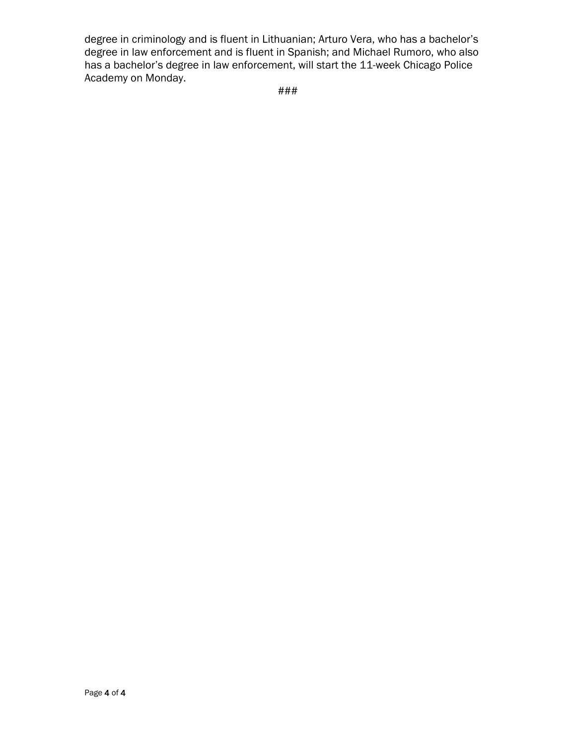degree in criminology and is fluent in Lithuanian; Arturo Vera, who has a bachelor's degree in law enforcement and is fluent in Spanish; and Michael Rumoro, who also has a bachelor's degree in law enforcement, will start the 11-week Chicago Police Academy on Monday.

###